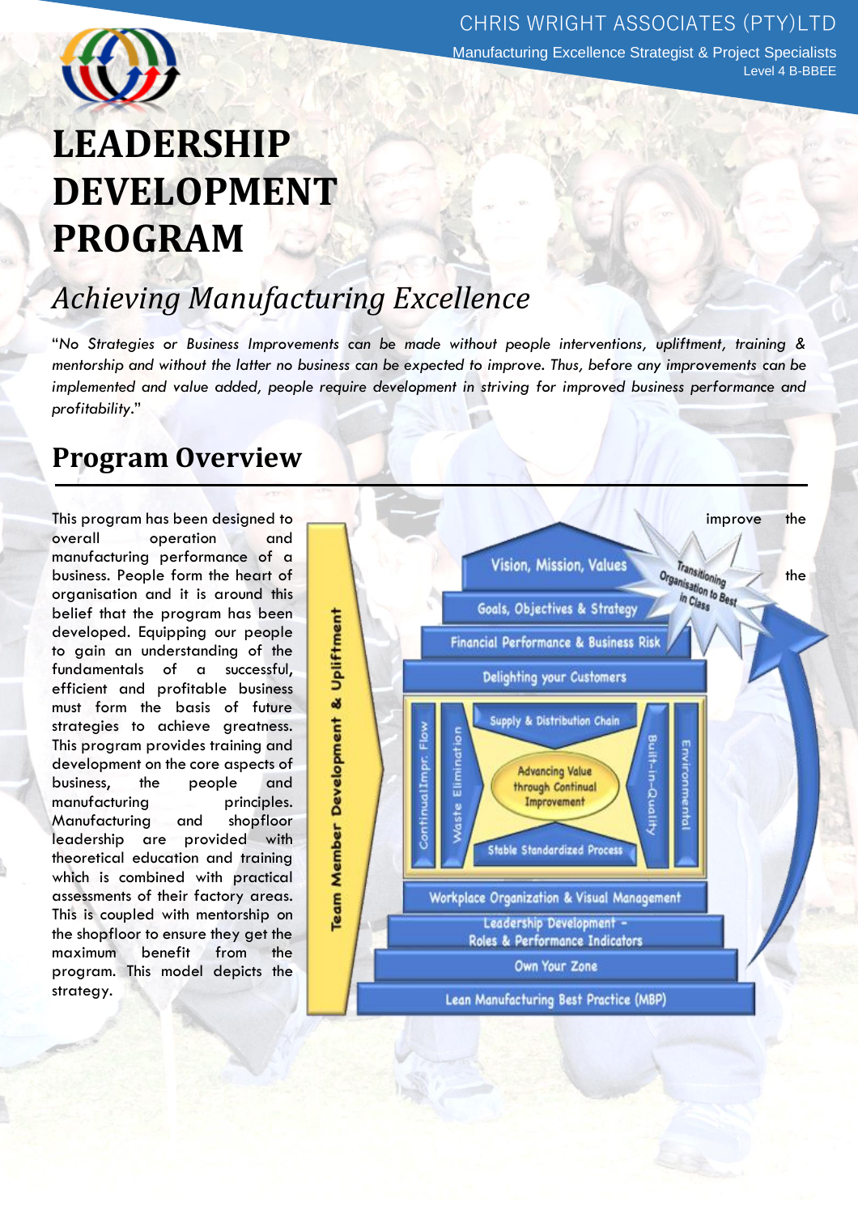CHRIS WRIGHT ASSOCIATES (PTY)LTD

Manufacturing Excellence Strategist & Project Specialists

Level 4 B-BBEE

# LEADERSHIP DEVELOPMENT PROGRAM

## *Achieving Manufacturing Excellence*

"*No Strategies or Business Improvements can be made without people interventions, upliftment, training & mentorship and without the latter no business can be expected to improve. Thus, before any improvements can be implemented and value added, people require development in striving for improved business performance and profitability*."

## Program Overview

This program has been designed to improve the overall operation and the manufacturing performance of a business. People form the heart of the organisation and it is around this belief that the program has been developed. Equipping our people to gain an understanding of the fundamentals of a successful, efficient and profitable business must form the basis of future strategies to achieve greatness. This program provides training and development on the core aspects of business, the people and manufacturing principles. Manufacturing and shopfloor leadership are provided with theoretical education and training which is combined with practical assessments of their factory areas. This is coupled with mentorship on the shopfloor to ensure they get the maximum benefit from the program. This model depicts the strategy.

Team Member Development & Upliftment

Transitioning Organisation to Best in Class

Vision, Mission, Values

Goals, Objectives & Strategy

Financial Performance & Business Risk

Delighting your Customers

Supply & Distribution Chain

Continual Impr. Flow

Waste Elimination

Advancing Value through Continual Improvement

Built-in-Quality

Environmental

Stable Standardized Process

Workplace Organization & Visual Management

Leadership Development – Roles & Performance Indicators

Own Your Zone

Lean Manufacturing Best Practice (MBP)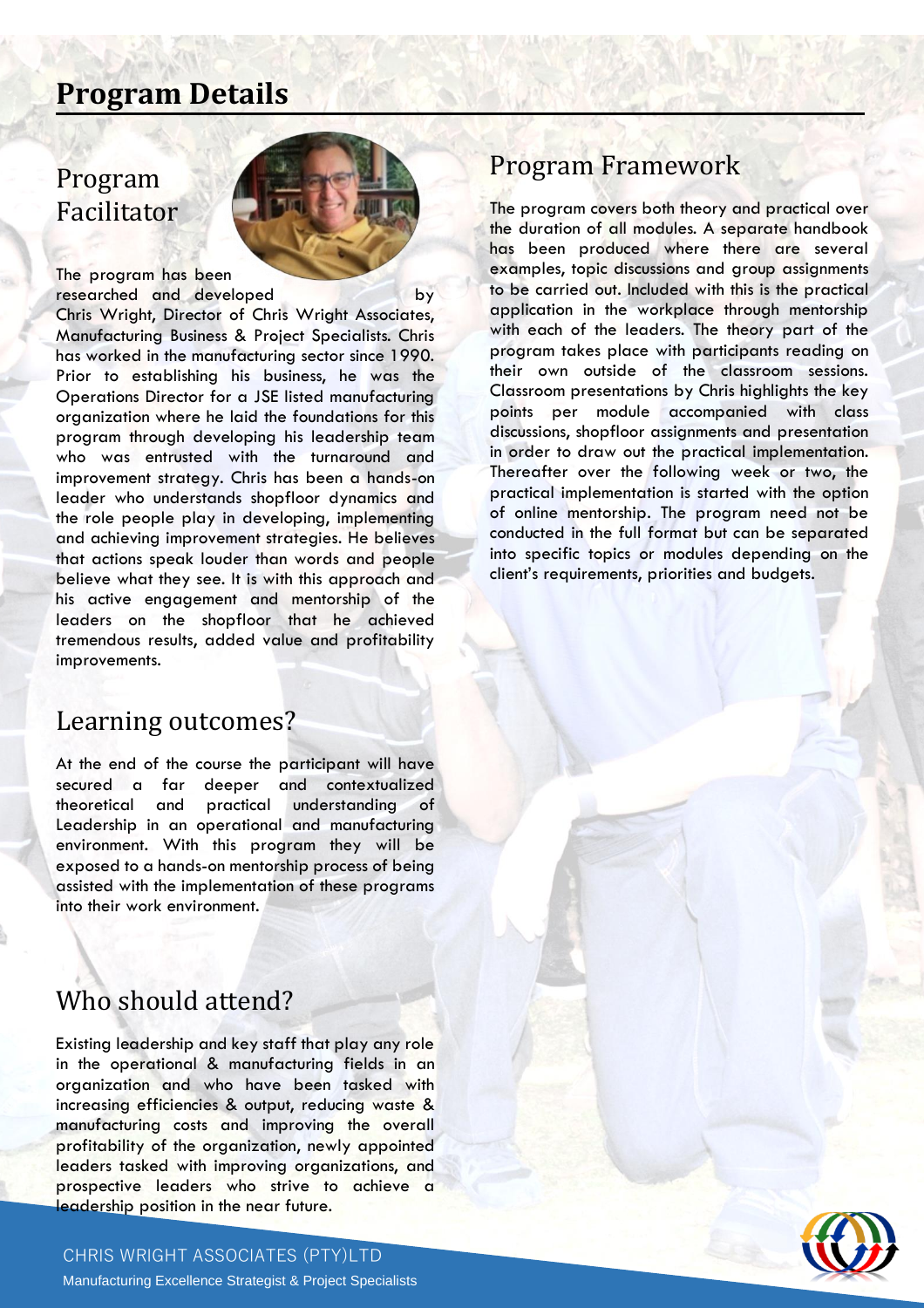# Program Details

## Program Facilitator

The program has been researched and developed by Chris Wright, Director of Chris Wright Associates, Manufacturing Business & Project Specialists. Chris has worked in the manufacturing sector since 1990. Prior to establishing his business, he was the Operations Director for a JSE listed manufacturing organization where he laid the foundations for this program through developing his leadership team who was entrusted with the turnaround and improvement strategy. Chris has been a hands-on leader who understands shopfloor dynamics and the role people play in developing, implementing and achieving improvement strategies. He believes that actions speak louder than words and people believe what they see. It is with this approach and his active engagement and mentorship of the leaders on the shopfloor that he achieved tremendous results, added value and profitability improvements.

## Learning outcomes?

At the end of the course the participant will have secured a far deeper and contextualized theoretical and practical understanding of Leadership in an operational and manufacturing environment. With this program they will be exposed to a hands-on mentorship process of being assisted with the implementation of these programs into their work environment.

## Who should attend?

Existing leadership and key staff that play any role in the operational & manufacturing fields in an organization and who have been tasked with increasing efficiencies & output, reducing waste & manufacturing costs and improving the overall profitability of the organization, newly appointed leaders tasked with improving organizations, and prospective leaders who strive to achieve a leadership position in the near future.

## Program Framework

The program covers both theory and practical over the duration of all modules. A separate handbook has been produced where there are several examples, topic discussions and group assignments to be carried out. Included with this is the practical application in the workplace through mentorship with each of the leaders. The theory part of the program takes place with participants reading on their own outside of the classroom sessions. Classroom presentations by Chris highlights the key points per module accompanied with class discussions, shopfloor assignments and presentation in order to draw out the practical implementation. Thereafter over the following week or two, the practical implementation is started with the option of online mentorship. The program need not be conducted in the full format but can be separated into specific topics or modules depending on the client's requirements, priorities and budgets.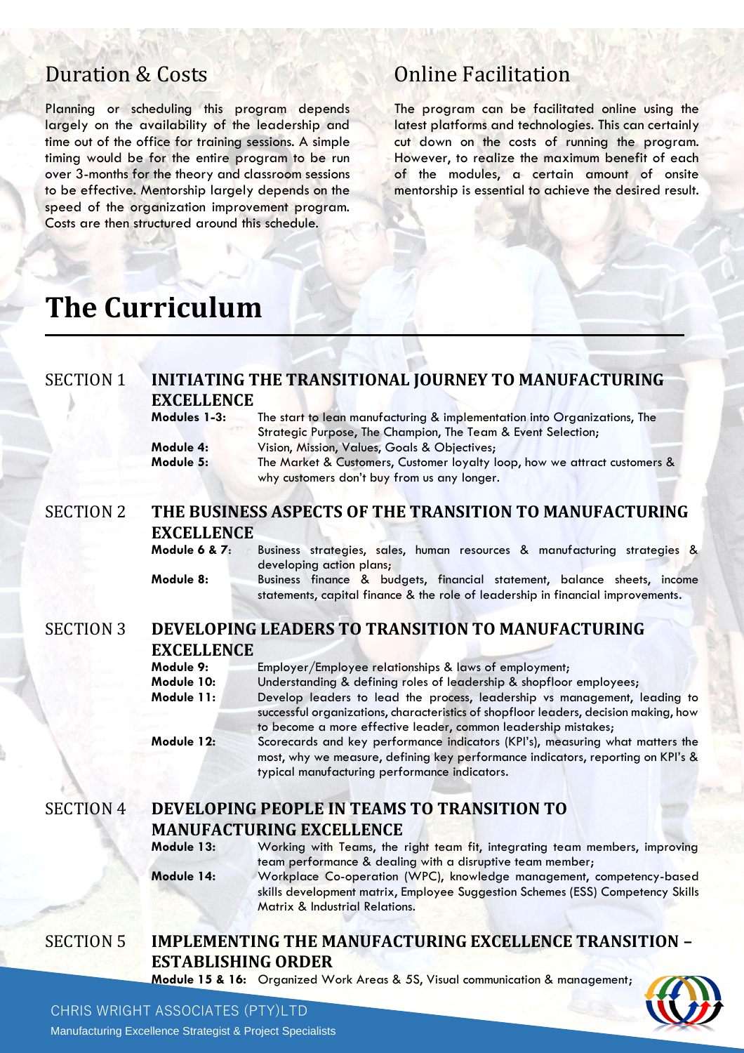## Duration & Costs

Planning or scheduling this program depends largely on the availability of the leadership and time out of the office for training sessions. A simple timing would be for the entire program to be run over 3-months for the theory and classroom sessions to be effective. Mentorship largely depends on the speed of the organization improvement program. Costs are then structured around this schedule.

## Online Facilitation

The program can be facilitated online using the latest platforms and technologies. This can certainly cut down on the costs of running the program. However, to realize the maximum benefit of each of the modules, a certain amount of onsite mentorship is essential to achieve the desired result.

# The Curriculum

## SECTION 1 INITIATING THE TRANSITIONAL JOURNEY TO MANUFACTURING EXCELLENCE

**Modules 1-3:** The start to lean manufacturing & implementation into Organizations, The Strategic Purpose, The Champion, The Team & Event Selection;

**Module 4:** Vision, Mission, Values, Goals & Objectives;

**Module 5:** The Market & Customers, Customer loyalty loop, how we attract customers & why customers don't buy from us any longer.

## SECTION 2 THE BUSINESS ASPECTS OF THE TRANSITION TO MANUFACTURING EXCELLENCE

**Module 6 & 7:** Business strategies, sales, human resources & manufacturing strategies & developing action plans;

**Module 8:** Business finance & budgets, financial statement, balance sheets, income statements, capital finance & the role of leadership in financial improvements.

## SECTION 3 DEVELOPING LEADERS TO TRANSITION TO MANUFACTURING EXCELLENCE

**Module 9:** Employer/Employee relationships & laws of employment;

**Module 10:** Understanding & defining roles of leadership & shopfloor employees;

**Module 11:** Develop leaders to lead the process, leadership vs management, leading to successful organizations, characteristics of shopfloor leaders, decision making, how to become a more effective leader, common leadership mistakes;

**Module 12:** Scorecards and key performance indicators (KPI's), measuring what matters the most, why we measure, defining key performance indicators, reporting on KPI's & typical manufacturing performance indicators.

## SECTION 4 DEVELOPING PEOPLE IN TEAMS TO TRANSITION TO MANUFACTURING EXCELLENCE

**Module 13:** Working with Teams, the right team fit, integrating team members, improving team performance & dealing with a disruptive team member;

**Module 14:** Workplace Co-operation (WPC), knowledge management, competency-based skills development matrix, Employee Suggestion Schemes (ESS) Competency Skills Matrix & Industrial Relations.

## SECTION 5 IMPLEMENTING THE MANUFACTURING EXCELLENCE TRANSITION – ESTABLISHING ORDER

**Module 15 & 16:** Organized Work Areas & 5S, Visual communication & management;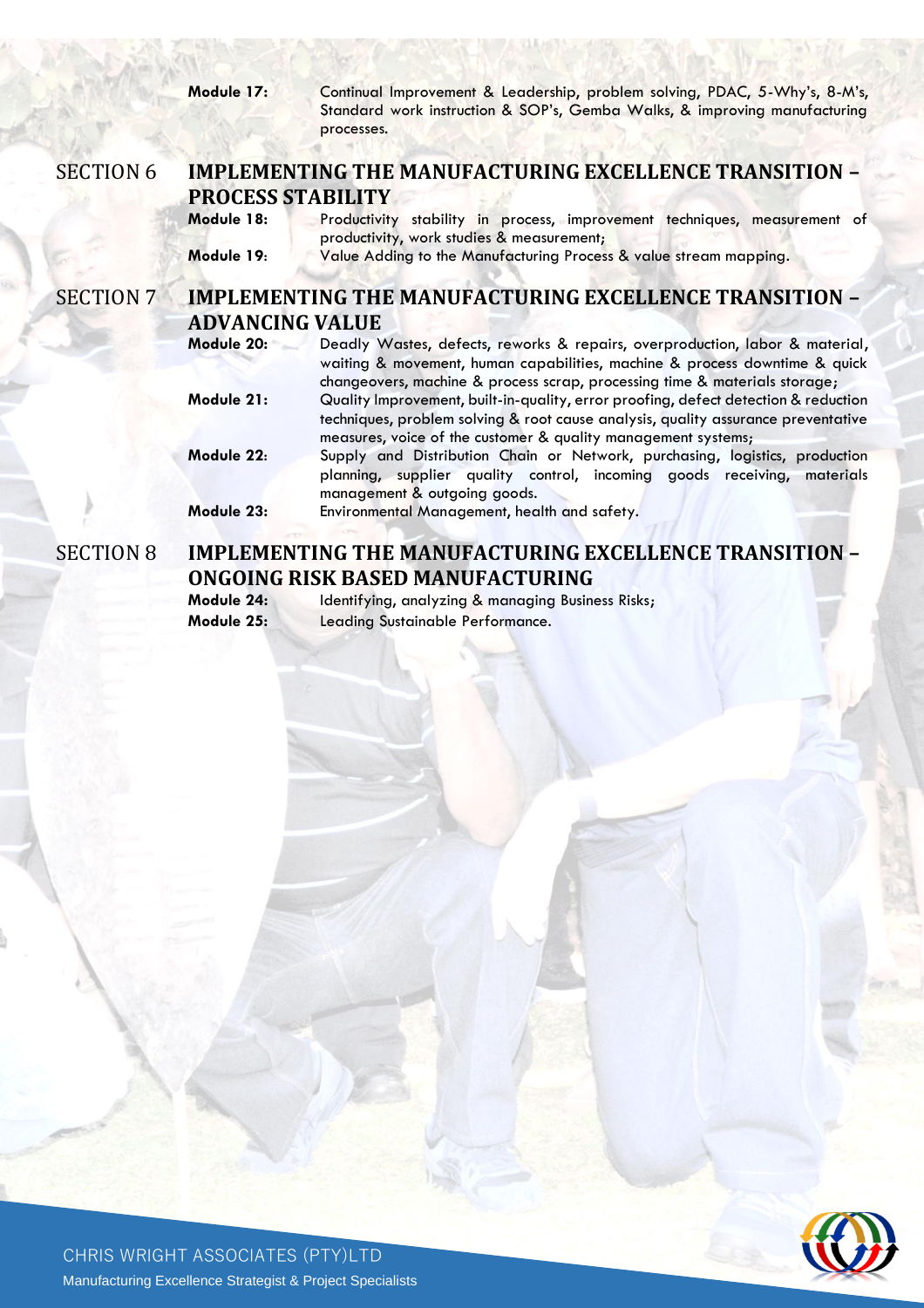**Module 17:** Continual Improvement & Leadership, problem solving, PDAC, 5-Why's, 8-M's, Standard work instruction & SOP's, Gemba Walks, & improving manufacturing processes.

## SECTION 6 IMPLEMENTING THE MANUFACTURING EXCELLENCE TRANSITION – PROCESS STABILITY

**Module 18:** Productivity stability in process, improvement techniques, measurement of productivity, work studies & measurement;

**Module 19**: Value Adding to the Manufacturing Process & value stream mapping.

## SECTION 7 IMPLEMENTING THE MANUFACTURING EXCELLENCE TRANSITION – ADVANCING VALUE

**Module 20:** Deadly Wastes, defects, reworks & repairs, overproduction, labor & material, waiting & movement, human capabilities, machine & process downtime & quick changeovers, machine & process scrap, processing time & materials storage;

**Module 21:** Quality Improvement, built-in-quality, error proofing, defect detection & reduction techniques, problem solving & root cause analysis, quality assurance preventative measures, voice of the customer & quality management systems;

**Module 22**: Supply and Distribution Chain or Network, purchasing, logistics, production planning, supplier quality control, incoming goods receiving, materials management & outgoing goods.

**Module 23:** Environmental Management, health and safety.

## SECTION 8 IMPLEMENTING THE MANUFACTURING EXCELLENCE TRANSITION – ONGOING RISK BASED MANUFACTURING

**Module 24:** Identifying, analyzing & managing Business Risks;

**Module 25:** Leading Sustainable Performance.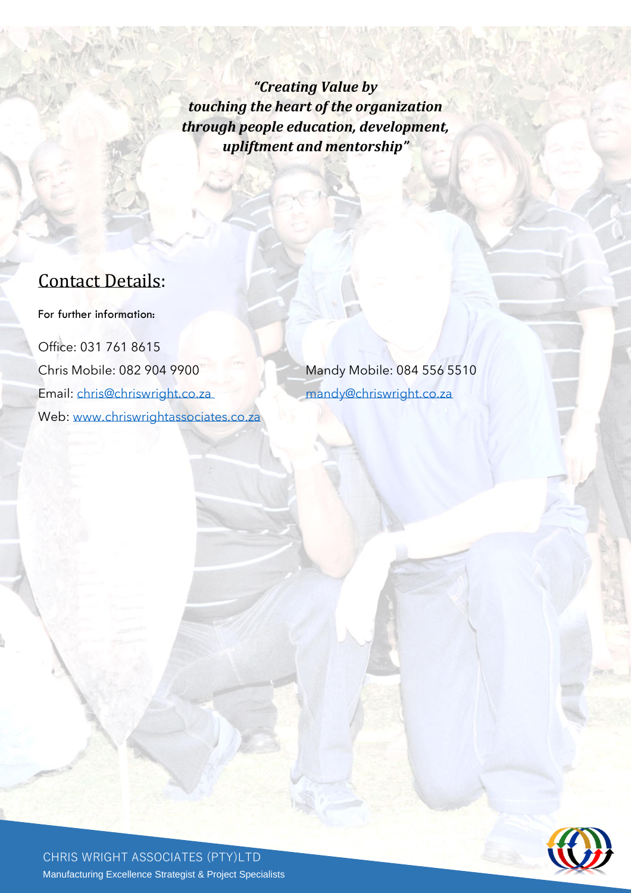***"Creating Value by touching the heart of the organization through people education, development, upliftment and mentorship"***

## Contact Details:

For further information:

Office: 031 761 8615

Chris Mobile: 082 904 9900

Email: chris@chriswright.co.za

Web: www.chriswrightassociates.co.za

Mandy Mobile: 084 556 5510

mandy@chriswright.co.za

CHRIS WRIGHT ASSOCIATES (PTY)LTD

Manufacturing Excellence Strategist & Project Specialists